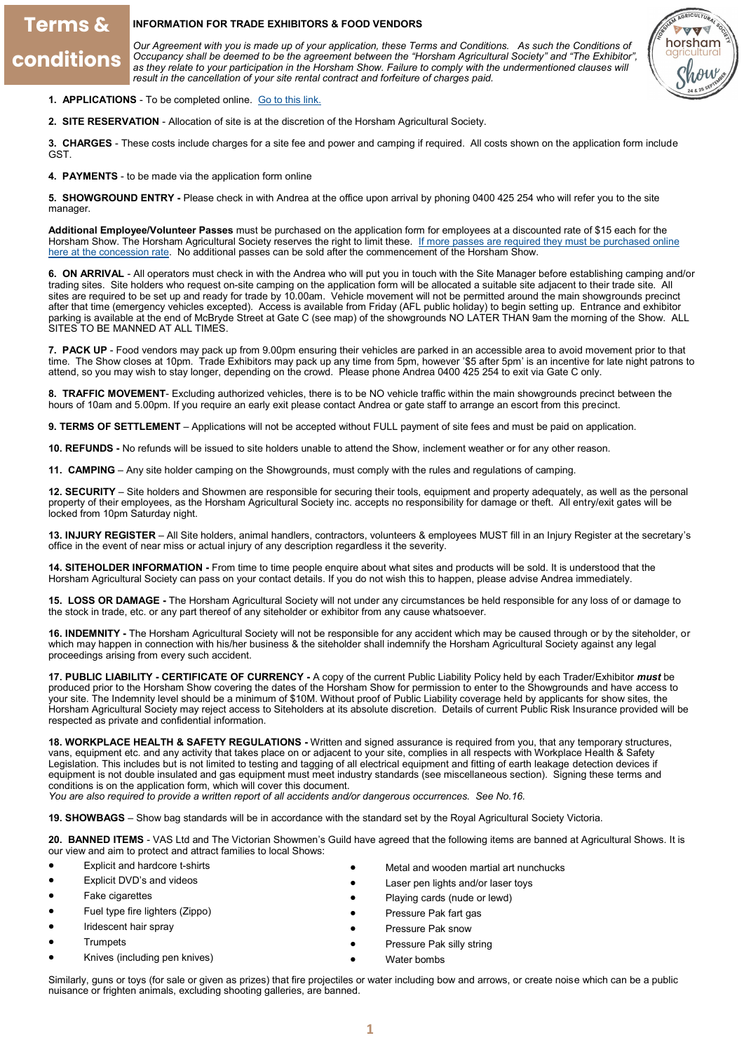# Terms & conditions

**INFORMATION FOR TRADE EXHIBITORS & FOOD VENDORS**

*Our Agreement with you is made up of your application, these Terms and Conditions. As such the Conditions of Occupancy shall be deemed to be the agreement between the "Horsham Agricultural Society" and "The Exhibitor", as they relate to your participation in the Horsham Show. Failure to comply with the undermentioned clauses will result in the cancellation of your site rental contract and forfeiture of charges paid.*

1. **APPLICATIONS** - To be completed online. Go to this link.

2. **SITE RESERVATION** - Allocation of site is at the discretion of the Horsham Agricultural Society.

3. **CHARGES** - These costs include charges for a site fee and power and camping if required. All costs shown on the application form include GST.

4. **PAYMENTS** - to be made via the application form online

5. **SHOWGROUND ENTRY -** Please check in with Andrea at the office upon arrival by phoning 0400 425 254 who will refer you to the site manager.

**Additional Employee/Volunteer Passes** must be purchased on the application form for employees at a discounted rate of $15 each for the Horsham Show. The Horsham Agricultural Society reserves the right to limit these. If more passes are required they must be purchased online here at the concession rate. No additional passes can be sold after the commencement of the Horsham Show.

6. **ON ARRIVAL** - All operators must check in with the Andrea who will put you in touch with the Site Manager before establishing camping and/or trading sites. Site holders who request on-site camping on the application form will be allocated a suitable site adjacent to their trade site. All sites are required to be set up and ready for trade by 10.00am. Vehicle movement will not be permitted around the main showgrounds precinct after that time (emergency vehicles excepted). Access is available from Friday (AFL public holiday) to begin setting up. Entrance and exhibitor parking is available at the end of McBryde Street at Gate C (see map) of the showgrounds NO LATER THAN 9am the morning of the Show. ALL SITES TO BE MANNED AT ALL TIMES.

7. **PACK UP** - Food vendors may pack up from 9.00pm ensuring their vehicles are parked in an accessible area to avoid movement prior to that time. The Show closes at 10pm. Trade Exhibitors may pack up any time from 5pm, however '$5 after 5pm' is an incentive for late night patrons to attend, so you may wish to stay longer, depending on the crowd. Please phone Andrea 0400 425 254 to exit via Gate C only.

8. **TRAFFIC MOVEMENT**- Excluding authorized vehicles, there is to be NO vehicle traffic within the main showgrounds precinct between the hours of 10am and 5.00pm. If you require an early exit please contact Andrea or gate staff to arrange an escort from this precinct.

9. **TERMS OF SETTLEMENT** – Applications will not be accepted without FULL payment of site fees and must be paid on application.

10. **REFUNDS -** No refunds will be issued to site holders unable to attend the Show, inclement weather or for any other reason.

11. **CAMPING** – Any site holder camping on the Showgrounds, must comply with the rules and regulations of camping.

12. **SECURITY** – Site holders and Showmen are responsible for securing their tools, equipment and property adequately, as well as the personal property of their employees, as the Horsham Agricultural Society inc. accepts no responsibility for damage or theft. All entry/exit gates will be locked from 10pm Saturday night.

13. **INJURY REGISTER** – All Site holders, animal handlers, contractors, volunteers & employees MUST fill in an Injury Register at the secretary's office in the event of near miss or actual injury of any description regardless it the severity.

14. **SITEHOLDER INFORMATION -** From time to time people enquire about what sites and products will be sold. It is understood that the Horsham Agricultural Society can pass on your contact details. If you do not wish this to happen, please advise Andrea immediately.

15. **LOSS OR DAMAGE -** The Horsham Agricultural Society will not under any circumstances be held responsible for any loss of or damage to the stock in trade, etc. or any part thereof of any siteholder or exhibitor from any cause whatsoever.

16. **INDEMNITY -** The Horsham Agricultural Society will not be responsible for any accident which may be caused through or by the siteholder, or which may happen in connection with his/her business & the siteholder shall indemnify the Horsham Agricultural Society against any legal proceedings arising from every such accident.

17. **PUBLIC LIABILITY - CERTIFICATE OF CURRENCY -** A copy of the current Public Liability Policy held by each Trader/Exhibitor ***must*** be produced prior to the Horsham Show covering the dates of the Horsham Show for permission to enter to the Showgrounds and have access to your site. The Indemnity level should be a minimum of $10M. Without proof of Public Liability coverage held by applicants for show sites, the Horsham Agricultural Society may reject access to Siteholders at its absolute discretion. Details of current Public Risk Insurance provided will be respected as private and confidential information.

18. **WORKPLACE HEALTH & SAFETY REGULATIONS -** Written and signed assurance is required from you, that any temporary structures, vans, equipment etc. and any activity that takes place on or adjacent to your site, complies in all respects with Workplace Health & Safety Legislation. This includes but is not limited to testing and tagging of all electrical equipment and fitting of earth leakage detection devices if equipment is not double insulated and gas equipment must meet industry standards (see miscellaneous section). Signing these terms and conditions is on the application form, which will cover this document.
*You are also required to provide a written report of all accidents and/or dangerous occurrences. See No.16.*

19. **SHOWBAGS** – Show bag standards will be in accordance with the standard set by the Royal Agricultural Society Victoria.

20. **BANNED ITEMS** - VAS Ltd and The Victorian Showmen's Guild have agreed that the following items are banned at Agricultural Shows. It is our view and aim to protect and attract families to local Shows:

- Explicit and hardcore t-shirts
- Explicit DVD's and videos
- Fake cigarettes
- Fuel type fire lighters (Zippo)
- Iridescent hair spray
- Trumpets
- Knives (including pen knives)
- Metal and wooden martial art nunchucks
- Laser pen lights and/or laser toys
- Playing cards (nude or lewd)
- Pressure Pak fart gas
- Pressure Pak snow
- Pressure Pak silly string
- Water bombs

Similarly, guns or toys (for sale or given as prizes) that fire projectiles or water including bow and arrows, or create noise which can be a public nuisance or frighten animals, excluding shooting galleries, are banned.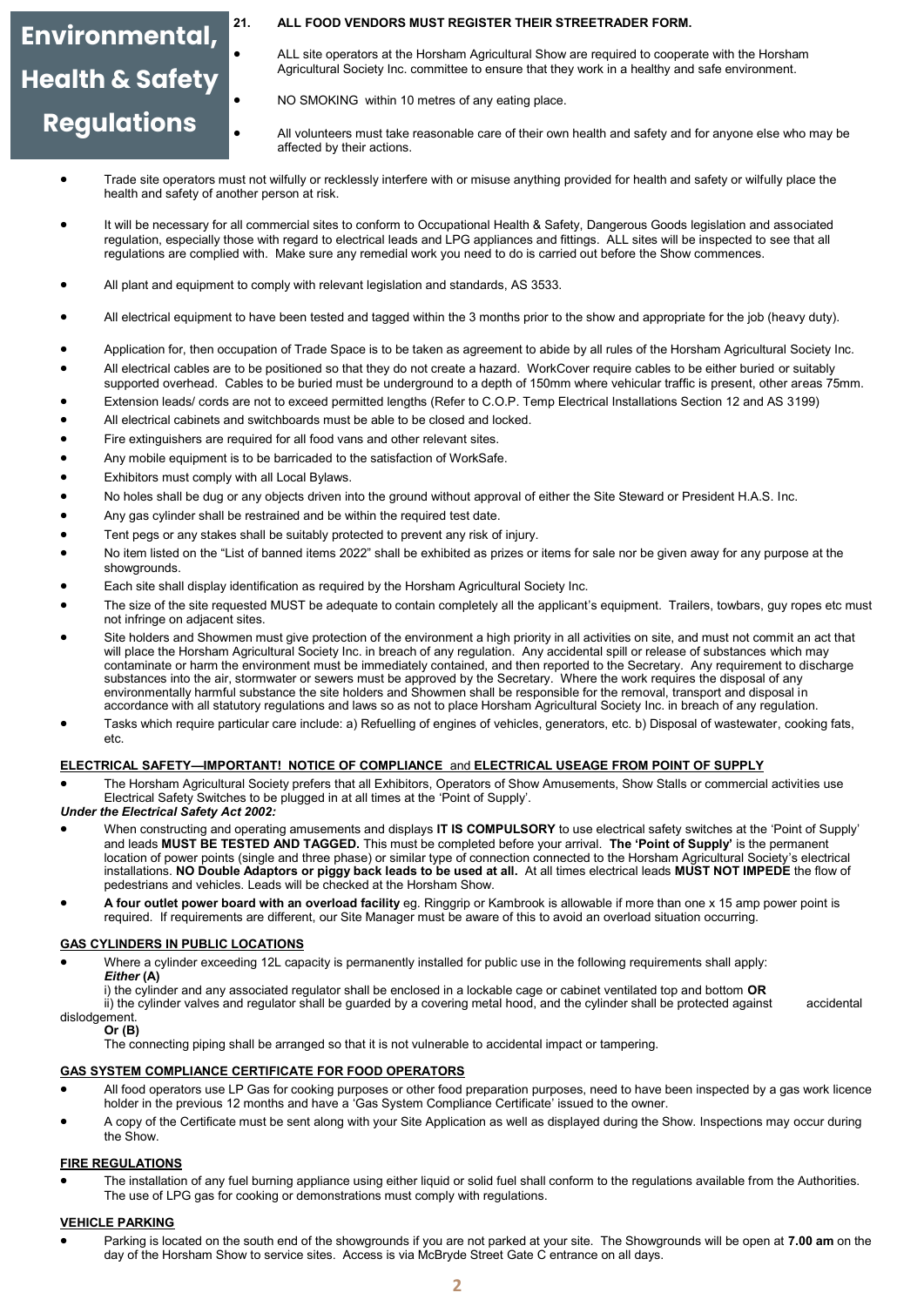# Environmental, Health & Safety Regulations

**21. ALL FOOD VENDORS MUST REGISTER THEIR STREETRADER FORM.**

- ALL site operators at the Horsham Agricultural Show are required to cooperate with the Horsham Agricultural Society Inc. committee to ensure that they work in a healthy and safe environment.
- NO SMOKING within 10 metres of any eating place.
- All volunteers must take reasonable care of their own health and safety and for anyone else who may be affected by their actions.
- Trade site operators must not wilfully or recklessly interfere with or misuse anything provided for health and safety or wilfully place the health and safety of another person at risk.
- It will be necessary for all commercial sites to conform to Occupational Health & Safety, Dangerous Goods legislation and associated regulation, especially those with regard to electrical leads and LPG appliances and fittings. ALL sites will be inspected to see that all regulations are complied with. Make sure any remedial work you need to do is carried out before the Show commences.
- All plant and equipment to comply with relevant legislation and standards, AS 3533.
- All electrical equipment to have been tested and tagged within the 3 months prior to the show and appropriate for the job (heavy duty).
- Application for, then occupation of Trade Space is to be taken as agreement to abide by all rules of the Horsham Agricultural Society Inc.
- All electrical cables are to be positioned so that they do not create a hazard. WorkCover require cables to be either buried or suitably supported overhead. Cables to be buried must be underground to a depth of 150mm where vehicular traffic is present, other areas 75mm.
- Extension leads/ cords are not to exceed permitted lengths (Refer to C.O.P. Temp Electrical Installations Section 12 and AS 3199)
- All electrical cabinets and switchboards must be able to be closed and locked.
- Fire extinguishers are required for all food vans and other relevant sites.
- Any mobile equipment is to be barricaded to the satisfaction of WorkSafe.
- Exhibitors must comply with all Local Bylaws.
- No holes shall be dug or any objects driven into the ground without approval of either the Site Steward or President H.A.S. Inc.
- Any gas cylinder shall be restrained and be within the required test date.
- Tent pegs or any stakes shall be suitably protected to prevent any risk of injury.
- No item listed on the "List of banned items 2022" shall be exhibited as prizes or items for sale nor be given away for any purpose at the showgrounds.
- Each site shall display identification as required by the Horsham Agricultural Society Inc.
- The size of the site requested MUST be adequate to contain completely all the applicant's equipment. Trailers, towbars, guy ropes etc must not infringe on adjacent sites.
- Site holders and Showmen must give protection of the environment a high priority in all activities on site, and must not commit an act that will place the Horsham Agricultural Society Inc. in breach of any regulation. Any accidental spill or release of substances which may contaminate or harm the environment must be immediately contained, and then reported to the Secretary. Any requirement to discharge substances into the air, stormwater or sewers must be approved by the Secretary. Where the work requires the disposal of any environmentally harmful substance the site holders and Showmen shall be responsible for the removal, transport and disposal in accordance with all statutory regulations and laws so as not to place Horsham Agricultural Society Inc. in breach of any regulation.
- Tasks which require particular care include: a) Refuelling of engines of vehicles, generators, etc. b) Disposal of wastewater, cooking fats, etc.

**ELECTRICAL SAFETY—IMPORTANT! NOTICE OF COMPLIANCE** and **ELECTRICAL USEAGE FROM POINT OF SUPPLY**

- The Horsham Agricultural Society prefers that all Exhibitors, Operators of Show Amusements, Show Stalls or commercial activities use Electrical Safety Switches to be plugged in at all times at the 'Point of Supply'.

***Under the Electrical Safety Act 2002:***

- When constructing and operating amusements and displays **IT IS COMPULSORY** to use electrical safety switches at the 'Point of Supply' and leads **MUST BE TESTED AND TAGGED.** This must be completed before your arrival. **The 'Point of Supply'** is the permanent location of power points (single and three phase) or similar type of connection connected to the Horsham Agricultural Society's electrical installations. **NO Double Adaptors or piggy back leads to be used at all.** At all times electrical leads **MUST NOT IMPEDE** the flow of pedestrians and vehicles. Leads will be checked at the Horsham Show.
- **A four outlet power board with an overload facility** eg. Ringgrip or Kambrook is allowable if more than one x 15 amp power point is required. If requirements are different, our Site Manager must be aware of this to avoid an overload situation occurring.

**GAS CYLINDERS IN PUBLIC LOCATIONS**

- Where a cylinder exceeding 12L capacity is permanently installed for public use in the following requirements shall apply:
  ***Either* (A)**
  i) the cylinder and any associated regulator shall be enclosed in a lockable cage or cabinet ventilated top and bottom **OR**
  ii) the cylinder valves and regulator shall be guarded by a covering metal hood, and the cylinder shall be protected against accidental dislodgement.
  **Or (B)**
  The connecting piping shall be arranged so that it is not vulnerable to accidental impact or tampering.

**GAS SYSTEM COMPLIANCE CERTIFICATE FOR FOOD OPERATORS**

- All food operators use LP Gas for cooking purposes or other food preparation purposes, need to have been inspected by a gas work licence holder in the previous 12 months and have a 'Gas System Compliance Certificate' issued to the owner.
- A copy of the Certificate must be sent along with your Site Application as well as displayed during the Show. Inspections may occur during the Show.

**FIRE REGULATIONS**

- The installation of any fuel burning appliance using either liquid or solid fuel shall conform to the regulations available from the Authorities. The use of LPG gas for cooking or demonstrations must comply with regulations.

**VEHICLE PARKING**

- Parking is located on the south end of the showgrounds if you are not parked at your site. The Showgrounds will be open at **7.00 am** on the day of the Horsham Show to service sites. Access is via McBryde Street Gate C entrance on all days.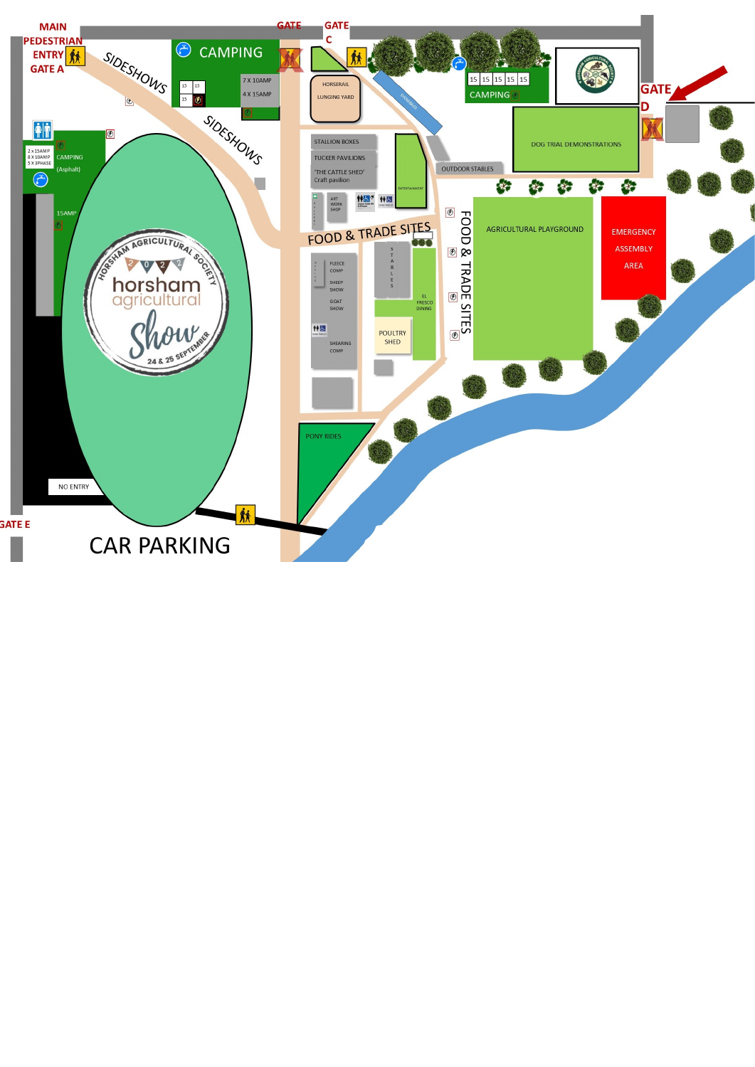MAIN PEDESTRIAN ENTRY GATE A

SIDESHOWS

CAMPING

15
15
15

7 X 10AMP
4 X 15AMP

GATE

GATE C

HORSERAIL LUNGING YARD

SHOWBUS

15 15 15 15 15

CAMPING

GATE D

2 x 15AMP
8 X 10AMP
5 X 3PHASE

CAMPING (Asphalt)

15AMP

SIDESHOWS

STALLION BOXES

TUCKER PAVILIONS

'THE CATTLE SHED' Craft pavilion

ENTERTAINMENT

OUTDOOR STABLES

DOG TRIAL DEMONSTRATIONS

ART WORK SHOP

FOOD & TRADE SITES

FOOD & TRADE SITES

AGRICULTURAL PLAYGROUND

EMERGENCY ASSEMBLY AREA

HORSHAM AGRICULTURAL SOCIETY
2022
horsham agricultural Show
24 & 25 SEPTEMBER

FLEECE COMP

SHEEP SHOW

GOAT SHOW

SHEARING COMP

STABLES

EL FRESCO DINING

POULTRY SHED

PONY RIDES

NO ENTRY

GATE E

CAR PARKING